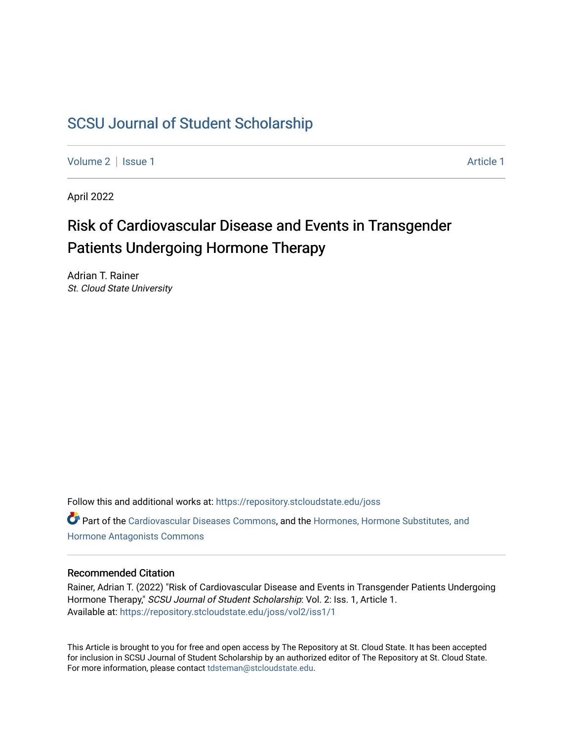# SCSU Journal of Student Scholarship

Volume 2 | Issue 1 Article 1

April 2022

## Risk of Cardiovascular Disease and Events in Transgender Patients Undergoing Hormone Therapy

Adrian T. Rainer
*St. Cloud State University*

Follow this and additional works at: https://repository.stcloudstate.edu/joss

Part of the Cardiovascular Diseases Commons, and the Hormones, Hormone Substitutes, and Hormone Antagonists Commons

### Recommended Citation

Rainer, Adrian T. (2022) "Risk of Cardiovascular Disease and Events in Transgender Patients Undergoing Hormone Therapy," *SCSU Journal of Student Scholarship*: Vol. 2: Iss. 1, Article 1.
Available at: https://repository.stcloudstate.edu/joss/vol2/iss1/1

This Article is brought to you for free and open access by The Repository at St. Cloud State. It has been accepted for inclusion in SCSU Journal of Student Scholarship by an authorized editor of The Repository at St. Cloud State. For more information, please contact tdsteman@stcloudstate.edu.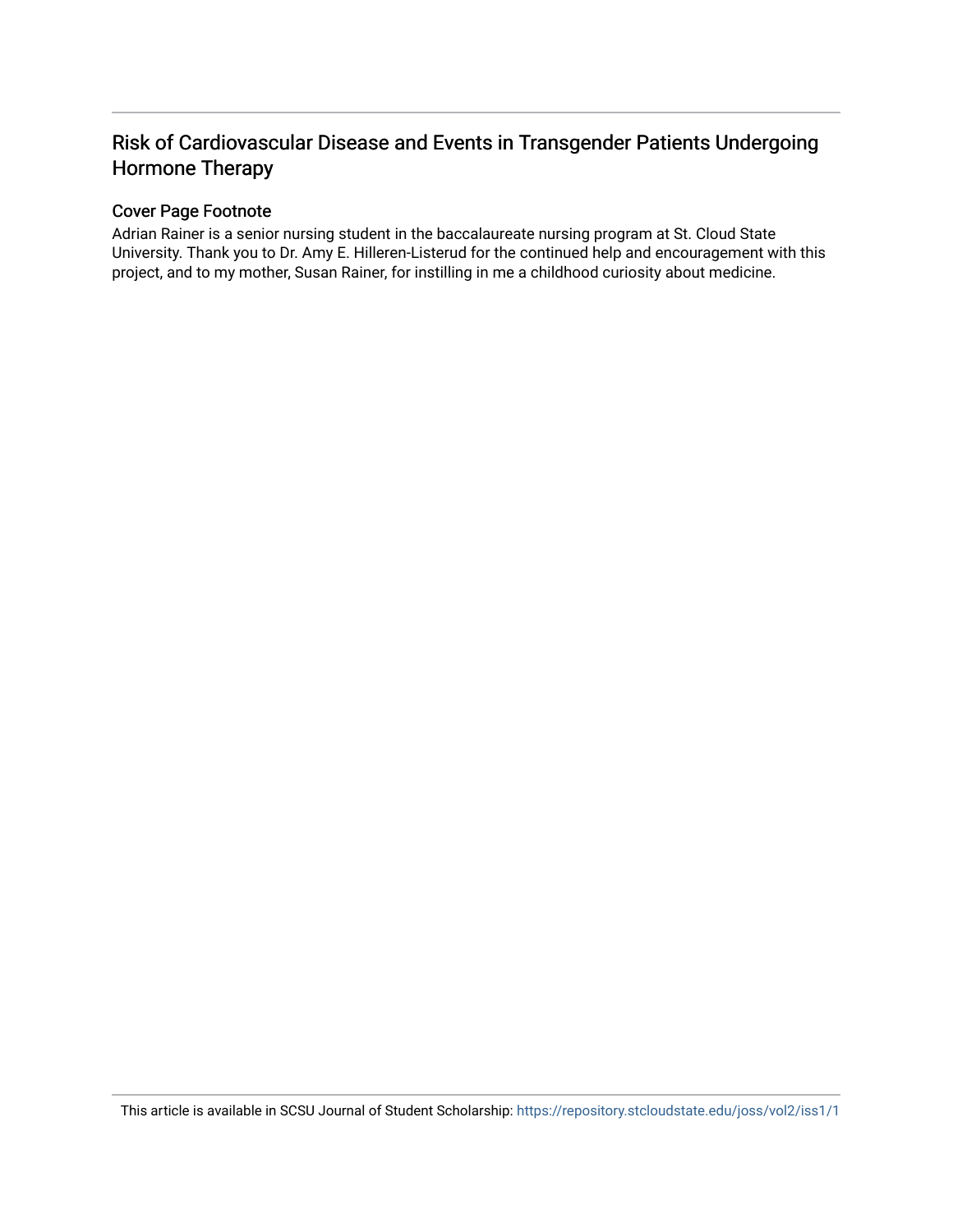# Risk of Cardiovascular Disease and Events in Transgender Patients Undergoing Hormone Therapy

## Cover Page Footnote

Adrian Rainer is a senior nursing student in the baccalaureate nursing program at St. Cloud State University. Thank you to Dr. Amy E. Hilleren-Listerud for the continued help and encouragement with this project, and to my mother, Susan Rainer, for instilling in me a childhood curiosity about medicine.

This article is available in SCSU Journal of Student Scholarship: https://repository.stcloudstate.edu/joss/vol2/iss1/1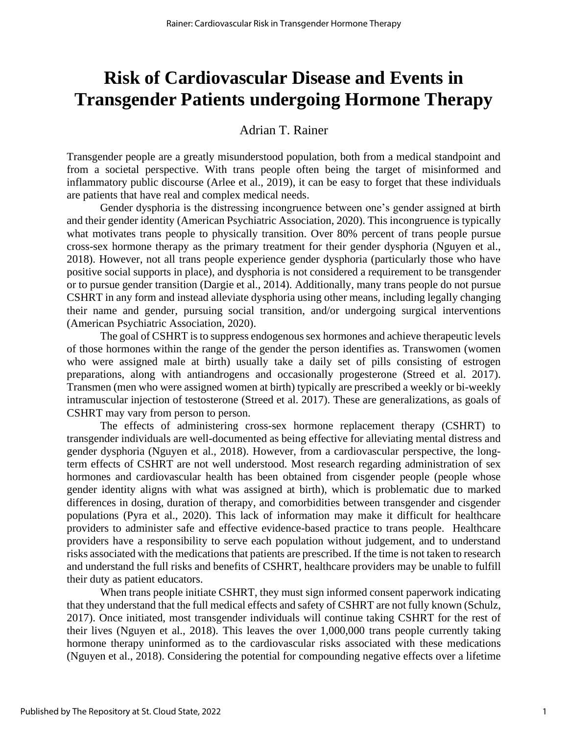# Risk of Cardiovascular Disease and Events in Transgender Patients undergoing Hormone Therapy

Adrian T. Rainer

Transgender people are a greatly misunderstood population, both from a medical standpoint and from a societal perspective. With trans people often being the target of misinformed and inflammatory public discourse (Arlee et al., 2019), it can be easy to forget that these individuals are patients that have real and complex medical needs.

Gender dysphoria is the distressing incongruence between one's gender assigned at birth and their gender identity (American Psychiatric Association, 2020). This incongruence is typically what motivates trans people to physically transition. Over 80% percent of trans people pursue cross-sex hormone therapy as the primary treatment for their gender dysphoria (Nguyen et al., 2018). However, not all trans people experience gender dysphoria (particularly those who have positive social supports in place), and dysphoria is not considered a requirement to be transgender or to pursue gender transition (Dargie et al., 2014). Additionally, many trans people do not pursue CSHRT in any form and instead alleviate dysphoria using other means, including legally changing their name and gender, pursuing social transition, and/or undergoing surgical interventions (American Psychiatric Association, 2020).

The goal of CSHRT is to suppress endogenous sex hormones and achieve therapeutic levels of those hormones within the range of the gender the person identifies as. Transwomen (women who were assigned male at birth) usually take a daily set of pills consisting of estrogen preparations, along with antiandrogens and occasionally progesterone (Streed et al. 2017). Transmen (men who were assigned women at birth) typically are prescribed a weekly or bi-weekly intramuscular injection of testosterone (Streed et al. 2017). These are generalizations, as goals of CSHRT may vary from person to person.

The effects of administering cross-sex hormone replacement therapy (CSHRT) to transgender individuals are well-documented as being effective for alleviating mental distress and gender dysphoria (Nguyen et al., 2018). However, from a cardiovascular perspective, the long-term effects of CSHRT are not well understood. Most research regarding administration of sex hormones and cardiovascular health has been obtained from cisgender people (people whose gender identity aligns with what was assigned at birth), which is problematic due to marked differences in dosing, duration of therapy, and comorbidities between transgender and cisgender populations (Pyra et al., 2020). This lack of information may make it difficult for healthcare providers to administer safe and effective evidence-based practice to trans people. Healthcare providers have a responsibility to serve each population without judgement, and to understand risks associated with the medications that patients are prescribed. If the time is not taken to research and understand the full risks and benefits of CSHRT, healthcare providers may be unable to fulfill their duty as patient educators.

When trans people initiate CSHRT, they must sign informed consent paperwork indicating that they understand that the full medical effects and safety of CSHRT are not fully known (Schulz, 2017). Once initiated, most transgender individuals will continue taking CSHRT for the rest of their lives (Nguyen et al., 2018). This leaves the over 1,000,000 trans people currently taking hormone therapy uninformed as to the cardiovascular risks associated with these medications (Nguyen et al., 2018). Considering the potential for compounding negative effects over a lifetime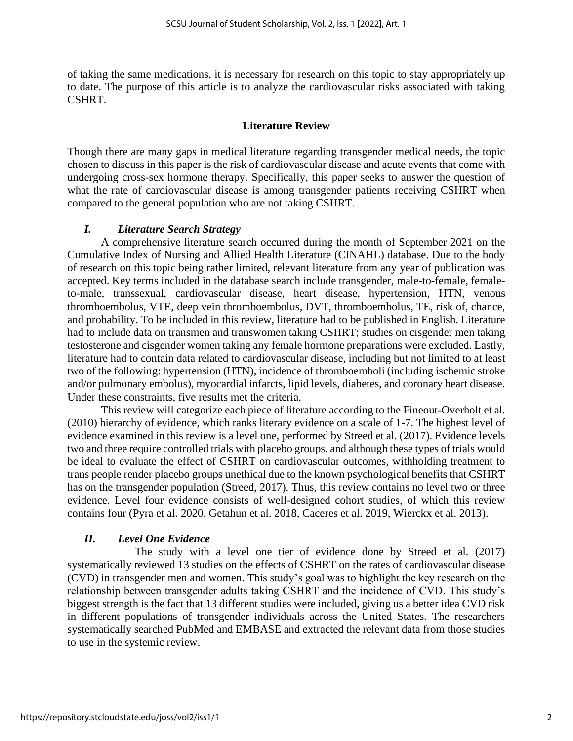of taking the same medications, it is necessary for research on this topic to stay appropriately up to date. The purpose of this article is to analyze the cardiovascular risks associated with taking CSHRT.

## Literature Review

Though there are many gaps in medical literature regarding transgender medical needs, the topic chosen to discuss in this paper is the risk of cardiovascular disease and acute events that come with undergoing cross-sex hormone therapy. Specifically, this paper seeks to answer the question of what the rate of cardiovascular disease is among transgender patients receiving CSHRT when compared to the general population who are not taking CSHRT.

### *I. Literature Search Strategy*

A comprehensive literature search occurred during the month of September 2021 on the Cumulative Index of Nursing and Allied Health Literature (CINAHL) database. Due to the body of research on this topic being rather limited, relevant literature from any year of publication was accepted. Key terms included in the database search include transgender, male-to-female, female-to-male, transsexual, cardiovascular disease, heart disease, hypertension, HTN, venous thromboembolus, VTE, deep vein thromboembolus, DVT, thromboembolus, TE, risk of, chance, and probability. To be included in this review, literature had to be published in English. Literature had to include data on transmen and transwomen taking CSHRT; studies on cisgender men taking testosterone and cisgender women taking any female hormone preparations were excluded. Lastly, literature had to contain data related to cardiovascular disease, including but not limited to at least two of the following: hypertension (HTN), incidence of thromboemboli (including ischemic stroke and/or pulmonary embolus), myocardial infarcts, lipid levels, diabetes, and coronary heart disease. Under these constraints, five results met the criteria.

This review will categorize each piece of literature according to the Fineout-Overholt et al. (2010) hierarchy of evidence, which ranks literary evidence on a scale of 1-7. The highest level of evidence examined in this review is a level one, performed by Streed et al. (2017). Evidence levels two and three require controlled trials with placebo groups, and although these types of trials would be ideal to evaluate the effect of CSHRT on cardiovascular outcomes, withholding treatment to trans people render placebo groups unethical due to the known psychological benefits that CSHRT has on the transgender population (Streed, 2017). Thus, this review contains no level two or three evidence. Level four evidence consists of well-designed cohort studies, of which this review contains four (Pyra et al. 2020, Getahun et al. 2018, Caceres et al. 2019, Wierckx et al. 2013).

### *II. Level One Evidence*

The study with a level one tier of evidence done by Streed et al. (2017) systematically reviewed 13 studies on the effects of CSHRT on the rates of cardiovascular disease (CVD) in transgender men and women. This study's goal was to highlight the key research on the relationship between transgender adults taking CSHRT and the incidence of CVD. This study's biggest strength is the fact that 13 different studies were included, giving us a better idea CVD risk in different populations of transgender individuals across the United States. The researchers systematically searched PubMed and EMBASE and extracted the relevant data from those studies to use in the systemic review.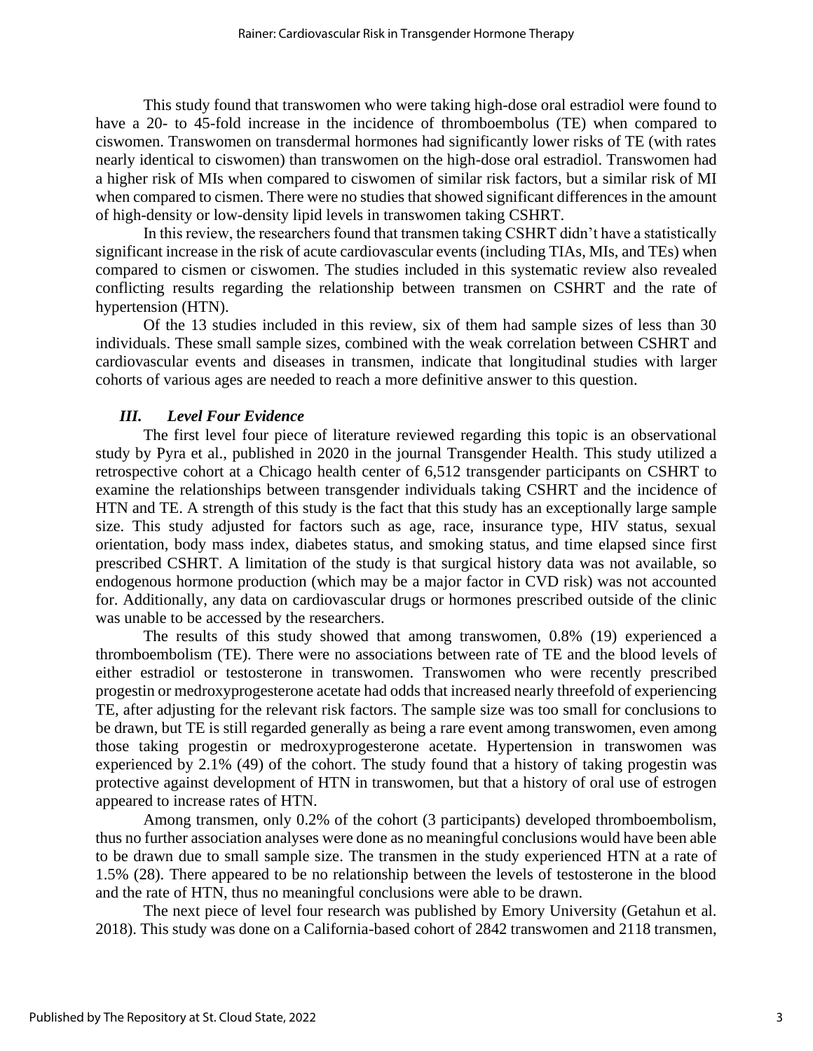This study found that transwomen who were taking high-dose oral estradiol were found to have a 20- to 45-fold increase in the incidence of thromboembolus (TE) when compared to ciswomen. Transwomen on transdermal hormones had significantly lower risks of TE (with rates nearly identical to ciswomen) than transwomen on the high-dose oral estradiol. Transwomen had a higher risk of MIs when compared to ciswomen of similar risk factors, but a similar risk of MI when compared to cismen. There were no studies that showed significant differences in the amount of high-density or low-density lipid levels in transwomen taking CSHRT.

In this review, the researchers found that transmen taking CSHRT didn't have a statistically significant increase in the risk of acute cardiovascular events (including TIAs, MIs, and TEs) when compared to cismen or ciswomen. The studies included in this systematic review also revealed conflicting results regarding the relationship between transmen on CSHRT and the rate of hypertension (HTN).

Of the 13 studies included in this review, six of them had sample sizes of less than 30 individuals. These small sample sizes, combined with the weak correlation between CSHRT and cardiovascular events and diseases in transmen, indicate that longitudinal studies with larger cohorts of various ages are needed to reach a more definitive answer to this question.

### *III. Level Four Evidence*

The first level four piece of literature reviewed regarding this topic is an observational study by Pyra et al., published in 2020 in the journal Transgender Health. This study utilized a retrospective cohort at a Chicago health center of 6,512 transgender participants on CSHRT to examine the relationships between transgender individuals taking CSHRT and the incidence of HTN and TE. A strength of this study is the fact that this study has an exceptionally large sample size. This study adjusted for factors such as age, race, insurance type, HIV status, sexual orientation, body mass index, diabetes status, and smoking status, and time elapsed since first prescribed CSHRT. A limitation of the study is that surgical history data was not available, so endogenous hormone production (which may be a major factor in CVD risk) was not accounted for. Additionally, any data on cardiovascular drugs or hormones prescribed outside of the clinic was unable to be accessed by the researchers.

The results of this study showed that among transwomen, 0.8% (19) experienced a thromboembolism (TE). There were no associations between rate of TE and the blood levels of either estradiol or testosterone in transwomen. Transwomen who were recently prescribed progestin or medroxyprogesterone acetate had odds that increased nearly threefold of experiencing TE, after adjusting for the relevant risk factors. The sample size was too small for conclusions to be drawn, but TE is still regarded generally as being a rare event among transwomen, even among those taking progestin or medroxyprogesterone acetate. Hypertension in transwomen was experienced by 2.1% (49) of the cohort. The study found that a history of taking progestin was protective against development of HTN in transwomen, but that a history of oral use of estrogen appeared to increase rates of HTN.

Among transmen, only 0.2% of the cohort (3 participants) developed thromboembolism, thus no further association analyses were done as no meaningful conclusions would have been able to be drawn due to small sample size. The transmen in the study experienced HTN at a rate of 1.5% (28). There appeared to be no relationship between the levels of testosterone in the blood and the rate of HTN, thus no meaningful conclusions were able to be drawn.

The next piece of level four research was published by Emory University (Getahun et al. 2018). This study was done on a California-based cohort of 2842 transwomen and 2118 transmen,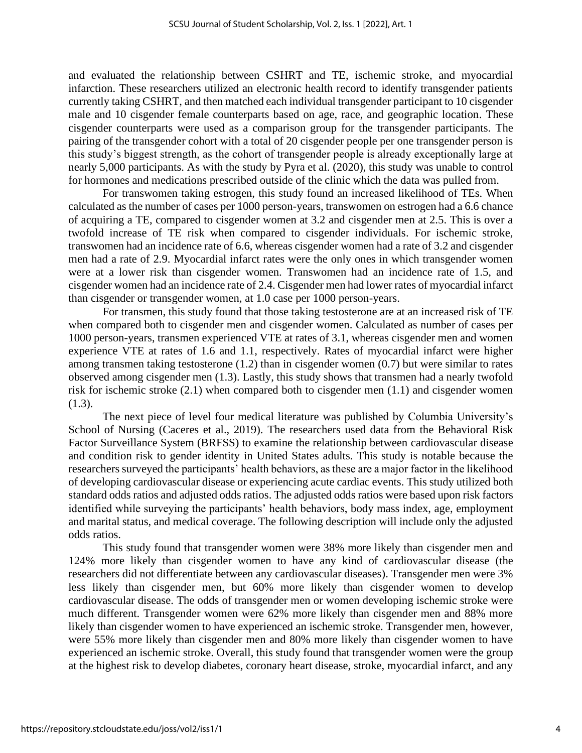and evaluated the relationship between CSHRT and TE, ischemic stroke, and myocardial infarction. These researchers utilized an electronic health record to identify transgender patients currently taking CSHRT, and then matched each individual transgender participant to 10 cisgender male and 10 cisgender female counterparts based on age, race, and geographic location. These cisgender counterparts were used as a comparison group for the transgender participants. The pairing of the transgender cohort with a total of 20 cisgender people per one transgender person is this study's biggest strength, as the cohort of transgender people is already exceptionally large at nearly 5,000 participants. As with the study by Pyra et al. (2020), this study was unable to control for hormones and medications prescribed outside of the clinic which the data was pulled from.

For transwomen taking estrogen, this study found an increased likelihood of TEs. When calculated as the number of cases per 1000 person-years, transwomen on estrogen had a 6.6 chance of acquiring a TE, compared to cisgender women at 3.2 and cisgender men at 2.5. This is over a twofold increase of TE risk when compared to cisgender individuals. For ischemic stroke, transwomen had an incidence rate of 6.6, whereas cisgender women had a rate of 3.2 and cisgender men had a rate of 2.9. Myocardial infarct rates were the only ones in which transgender women were at a lower risk than cisgender women. Transwomen had an incidence rate of 1.5, and cisgender women had an incidence rate of 2.4. Cisgender men had lower rates of myocardial infarct than cisgender or transgender women, at 1.0 case per 1000 person-years.

For transmen, this study found that those taking testosterone are at an increased risk of TE when compared both to cisgender men and cisgender women. Calculated as number of cases per 1000 person-years, transmen experienced VTE at rates of 3.1, whereas cisgender men and women experience VTE at rates of 1.6 and 1.1, respectively. Rates of myocardial infarct were higher among transmen taking testosterone (1.2) than in cisgender women (0.7) but were similar to rates observed among cisgender men (1.3). Lastly, this study shows that transmen had a nearly twofold risk for ischemic stroke (2.1) when compared both to cisgender men (1.1) and cisgender women (1.3).

The next piece of level four medical literature was published by Columbia University's School of Nursing (Caceres et al., 2019). The researchers used data from the Behavioral Risk Factor Surveillance System (BRFSS) to examine the relationship between cardiovascular disease and condition risk to gender identity in United States adults. This study is notable because the researchers surveyed the participants' health behaviors, as these are a major factor in the likelihood of developing cardiovascular disease or experiencing acute cardiac events. This study utilized both standard odds ratios and adjusted odds ratios. The adjusted odds ratios were based upon risk factors identified while surveying the participants' health behaviors, body mass index, age, employment and marital status, and medical coverage. The following description will include only the adjusted odds ratios.

This study found that transgender women were 38% more likely than cisgender men and 124% more likely than cisgender women to have any kind of cardiovascular disease (the researchers did not differentiate between any cardiovascular diseases). Transgender men were 3% less likely than cisgender men, but 60% more likely than cisgender women to develop cardiovascular disease. The odds of transgender men or women developing ischemic stroke were much different. Transgender women were 62% more likely than cisgender men and 88% more likely than cisgender women to have experienced an ischemic stroke. Transgender men, however, were 55% more likely than cisgender men and 80% more likely than cisgender women to have experienced an ischemic stroke. Overall, this study found that transgender women were the group at the highest risk to develop diabetes, coronary heart disease, stroke, myocardial infarct, and any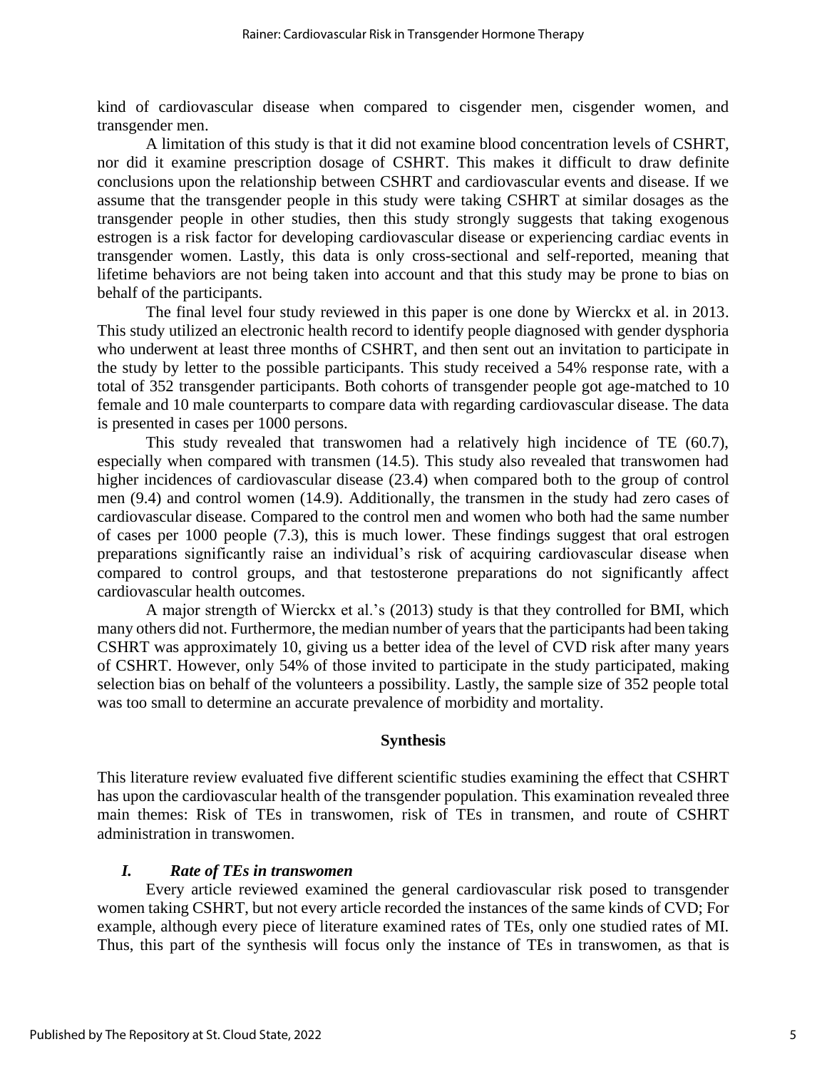kind of cardiovascular disease when compared to cisgender men, cisgender women, and transgender men.

A limitation of this study is that it did not examine blood concentration levels of CSHRT, nor did it examine prescription dosage of CSHRT. This makes it difficult to draw definite conclusions upon the relationship between CSHRT and cardiovascular events and disease. If we assume that the transgender people in this study were taking CSHRT at similar dosages as the transgender people in other studies, then this study strongly suggests that taking exogenous estrogen is a risk factor for developing cardiovascular disease or experiencing cardiac events in transgender women. Lastly, this data is only cross-sectional and self-reported, meaning that lifetime behaviors are not being taken into account and that this study may be prone to bias on behalf of the participants.

The final level four study reviewed in this paper is one done by Wierckx et al. in 2013. This study utilized an electronic health record to identify people diagnosed with gender dysphoria who underwent at least three months of CSHRT, and then sent out an invitation to participate in the study by letter to the possible participants. This study received a 54% response rate, with a total of 352 transgender participants. Both cohorts of transgender people got age-matched to 10 female and 10 male counterparts to compare data with regarding cardiovascular disease. The data is presented in cases per 1000 persons.

This study revealed that transwomen had a relatively high incidence of TE (60.7), especially when compared with transmen (14.5). This study also revealed that transwomen had higher incidences of cardiovascular disease (23.4) when compared both to the group of control men (9.4) and control women (14.9). Additionally, the transmen in the study had zero cases of cardiovascular disease. Compared to the control men and women who both had the same number of cases per 1000 people (7.3), this is much lower. These findings suggest that oral estrogen preparations significantly raise an individual's risk of acquiring cardiovascular disease when compared to control groups, and that testosterone preparations do not significantly affect cardiovascular health outcomes.

A major strength of Wierckx et al.'s (2013) study is that they controlled for BMI, which many others did not. Furthermore, the median number of years that the participants had been taking CSHRT was approximately 10, giving us a better idea of the level of CVD risk after many years of CSHRT. However, only 54% of those invited to participate in the study participated, making selection bias on behalf of the volunteers a possibility. Lastly, the sample size of 352 people total was too small to determine an accurate prevalence of morbidity and mortality.

## Synthesis

This literature review evaluated five different scientific studies examining the effect that CSHRT has upon the cardiovascular health of the transgender population. This examination revealed three main themes: Risk of TEs in transwomen, risk of TEs in transmen, and route of CSHRT administration in transwomen.

### *I. Rate of TEs in transwomen*

Every article reviewed examined the general cardiovascular risk posed to transgender women taking CSHRT, but not every article recorded the instances of the same kinds of CVD; For example, although every piece of literature examined rates of TEs, only one studied rates of MI. Thus, this part of the synthesis will focus only the instance of TEs in transwomen, as that is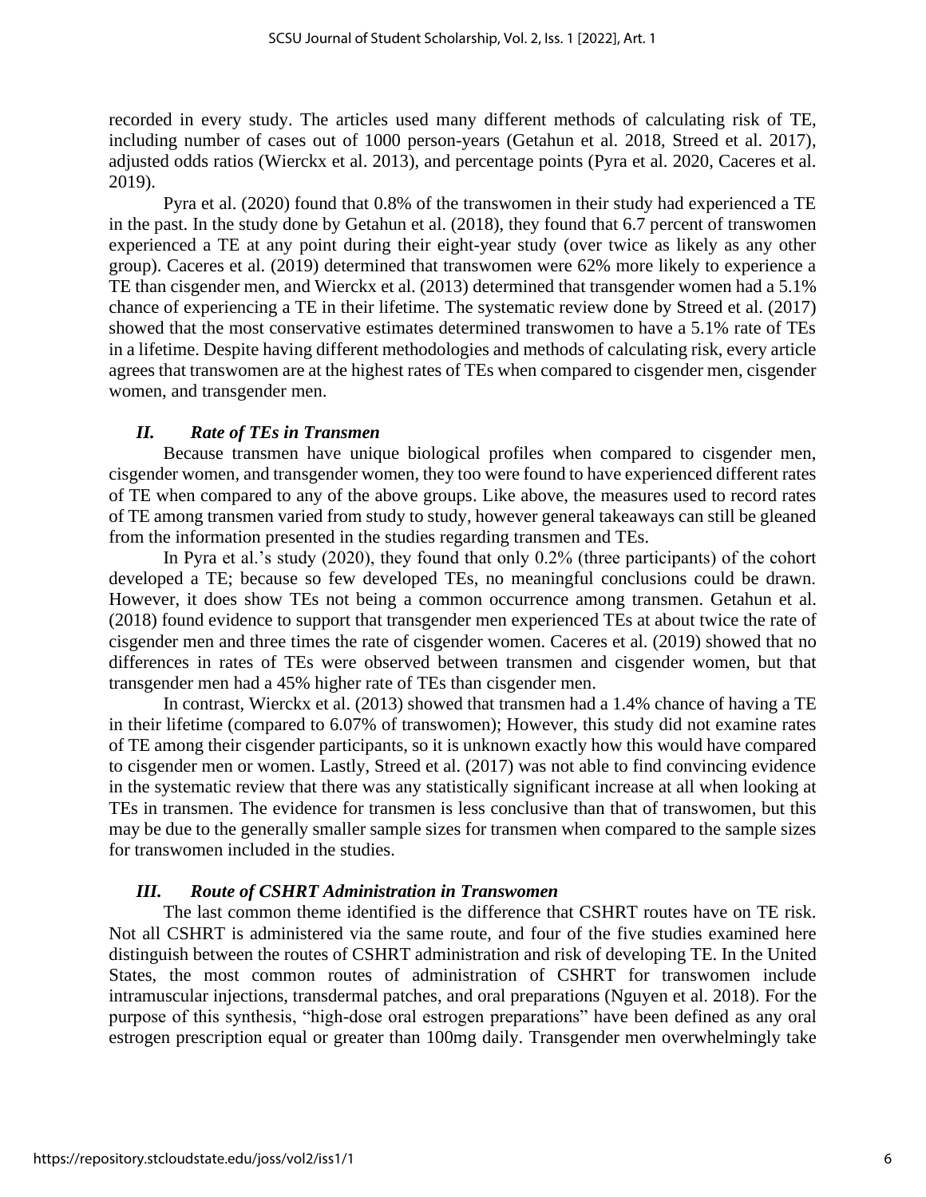recorded in every study. The articles used many different methods of calculating risk of TE, including number of cases out of 1000 person-years (Getahun et al. 2018, Streed et al. 2017), adjusted odds ratios (Wierckx et al. 2013), and percentage points (Pyra et al. 2020, Caceres et al. 2019).

Pyra et al. (2020) found that 0.8% of the transwomen in their study had experienced a TE in the past. In the study done by Getahun et al. (2018), they found that 6.7 percent of transwomen experienced a TE at any point during their eight-year study (over twice as likely as any other group). Caceres et al. (2019) determined that transwomen were 62% more likely to experience a TE than cisgender men, and Wierckx et al. (2013) determined that transgender women had a 5.1% chance of experiencing a TE in their lifetime. The systematic review done by Streed et al. (2017) showed that the most conservative estimates determined transwomen to have a 5.1% rate of TEs in a lifetime. Despite having different methodologies and methods of calculating risk, every article agrees that transwomen are at the highest rates of TEs when compared to cisgender men, cisgender women, and transgender men.

### *II. Rate of TEs in Transmen*

Because transmen have unique biological profiles when compared to cisgender men, cisgender women, and transgender women, they too were found to have experienced different rates of TE when compared to any of the above groups. Like above, the measures used to record rates of TE among transmen varied from study to study, however general takeaways can still be gleaned from the information presented in the studies regarding transmen and TEs.

In Pyra et al.'s study (2020), they found that only 0.2% (three participants) of the cohort developed a TE; because so few developed TEs, no meaningful conclusions could be drawn. However, it does show TEs not being a common occurrence among transmen. Getahun et al. (2018) found evidence to support that transgender men experienced TEs at about twice the rate of cisgender men and three times the rate of cisgender women. Caceres et al. (2019) showed that no differences in rates of TEs were observed between transmen and cisgender women, but that transgender men had a 45% higher rate of TEs than cisgender men.

In contrast, Wierckx et al. (2013) showed that transmen had a 1.4% chance of having a TE in their lifetime (compared to 6.07% of transwomen); However, this study did not examine rates of TE among their cisgender participants, so it is unknown exactly how this would have compared to cisgender men or women. Lastly, Streed et al. (2017) was not able to find convincing evidence in the systematic review that there was any statistically significant increase at all when looking at TEs in transmen. The evidence for transmen is less conclusive than that of transwomen, but this may be due to the generally smaller sample sizes for transmen when compared to the sample sizes for transwomen included in the studies.

### *III. Route of CSHRT Administration in Transwomen*

The last common theme identified is the difference that CSHRT routes have on TE risk. Not all CSHRT is administered via the same route, and four of the five studies examined here distinguish between the routes of CSHRT administration and risk of developing TE. In the United States, the most common routes of administration of CSHRT for transwomen include intramuscular injections, transdermal patches, and oral preparations (Nguyen et al. 2018). For the purpose of this synthesis, "high-dose oral estrogen preparations" have been defined as any oral estrogen prescription equal or greater than 100mg daily. Transgender men overwhelmingly take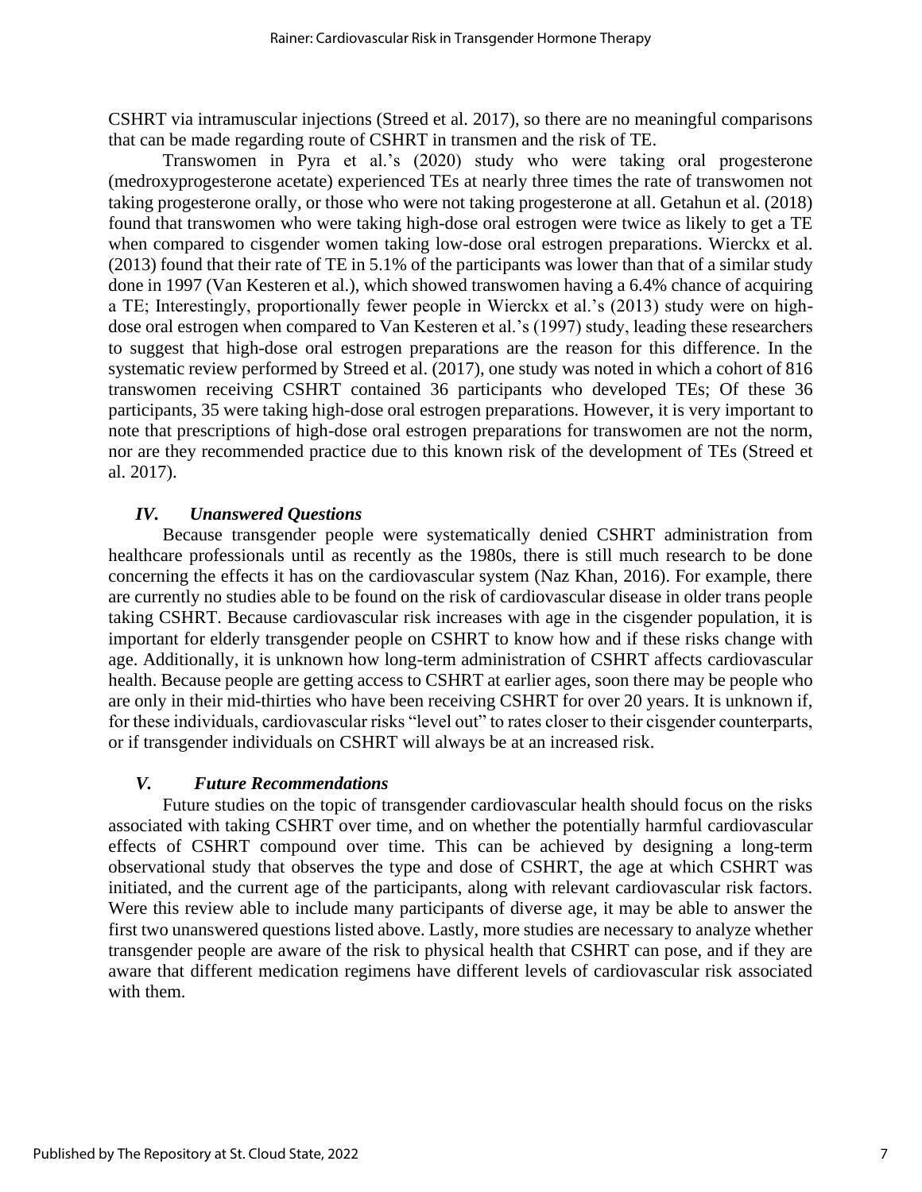CSHRT via intramuscular injections (Streed et al. 2017), so there are no meaningful comparisons that can be made regarding route of CSHRT in transmen and the risk of TE.

Transwomen in Pyra et al.'s (2020) study who were taking oral progesterone (medroxyprogesterone acetate) experienced TEs at nearly three times the rate of transwomen not taking progesterone orally, or those who were not taking progesterone at all. Getahun et al. (2018) found that transwomen who were taking high-dose oral estrogen were twice as likely to get a TE when compared to cisgender women taking low-dose oral estrogen preparations. Wierckx et al. (2013) found that their rate of TE in 5.1% of the participants was lower than that of a similar study done in 1997 (Van Kesteren et al.), which showed transwomen having a 6.4% chance of acquiring a TE; Interestingly, proportionally fewer people in Wierckx et al.'s (2013) study were on high-dose oral estrogen when compared to Van Kesteren et al.'s (1997) study, leading these researchers to suggest that high-dose oral estrogen preparations are the reason for this difference. In the systematic review performed by Streed et al. (2017), one study was noted in which a cohort of 816 transwomen receiving CSHRT contained 36 participants who developed TEs; Of these 36 participants, 35 were taking high-dose oral estrogen preparations. However, it is very important to note that prescriptions of high-dose oral estrogen preparations for transwomen are not the norm, nor are they recommended practice due to this known risk of the development of TEs (Streed et al. 2017).

### *IV. Unanswered Questions*

Because transgender people were systematically denied CSHRT administration from healthcare professionals until as recently as the 1980s, there is still much research to be done concerning the effects it has on the cardiovascular system (Naz Khan, 2016). For example, there are currently no studies able to be found on the risk of cardiovascular disease in older trans people taking CSHRT. Because cardiovascular risk increases with age in the cisgender population, it is important for elderly transgender people on CSHRT to know how and if these risks change with age. Additionally, it is unknown how long-term administration of CSHRT affects cardiovascular health. Because people are getting access to CSHRT at earlier ages, soon there may be people who are only in their mid-thirties who have been receiving CSHRT for over 20 years. It is unknown if, for these individuals, cardiovascular risks "level out" to rates closer to their cisgender counterparts, or if transgender individuals on CSHRT will always be at an increased risk.

### *V. Future Recommendations*

Future studies on the topic of transgender cardiovascular health should focus on the risks associated with taking CSHRT over time, and on whether the potentially harmful cardiovascular effects of CSHRT compound over time. This can be achieved by designing a long-term observational study that observes the type and dose of CSHRT, the age at which CSHRT was initiated, and the current age of the participants, along with relevant cardiovascular risk factors. Were this review able to include many participants of diverse age, it may be able to answer the first two unanswered questions listed above. Lastly, more studies are necessary to analyze whether transgender people are aware of the risk to physical health that CSHRT can pose, and if they are aware that different medication regimens have different levels of cardiovascular risk associated with them.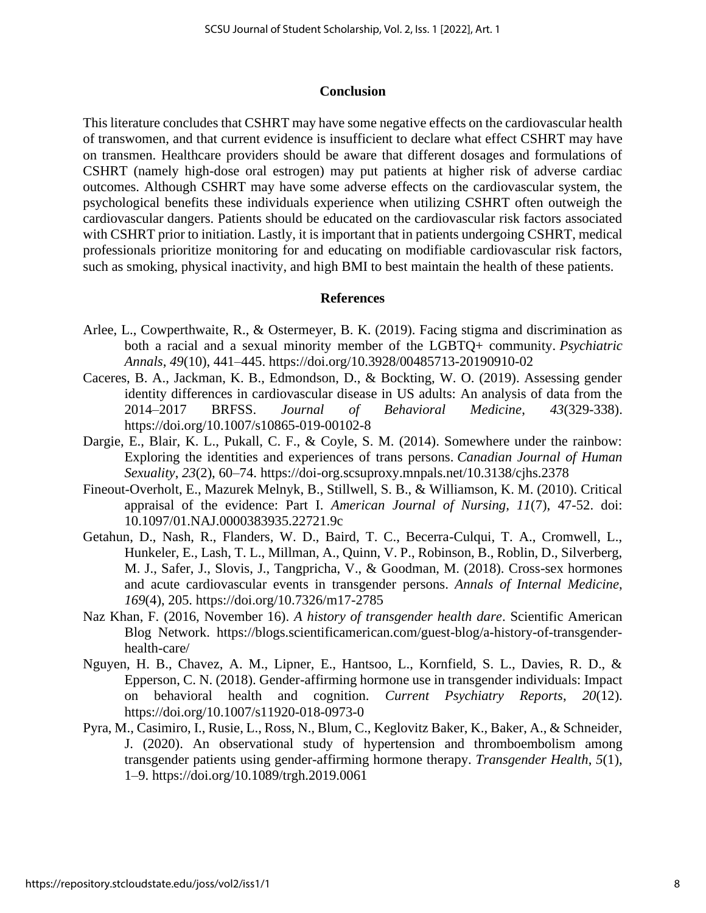## Conclusion

This literature concludes that CSHRT may have some negative effects on the cardiovascular health of transwomen, and that current evidence is insufficient to declare what effect CSHRT may have on transmen. Healthcare providers should be aware that different dosages and formulations of CSHRT (namely high-dose oral estrogen) may put patients at higher risk of adverse cardiac outcomes. Although CSHRT may have some adverse effects on the cardiovascular system, the psychological benefits these individuals experience when utilizing CSHRT often outweigh the cardiovascular dangers. Patients should be educated on the cardiovascular risk factors associated with CSHRT prior to initiation. Lastly, it is important that in patients undergoing CSHRT, medical professionals prioritize monitoring for and educating on modifiable cardiovascular risk factors, such as smoking, physical inactivity, and high BMI to best maintain the health of these patients.

## References

Arlee, L., Cowperthwaite, R., & Ostermeyer, B. K. (2019). Facing stigma and discrimination as both a racial and a sexual minority member of the LGBTQ+ community. *Psychiatric Annals*, *49*(10), 441–445. https://doi.org/10.3928/00485713-20190910-02

Caceres, B. A., Jackman, K. B., Edmondson, D., & Bockting, W. O. (2019). Assessing gender identity differences in cardiovascular disease in US adults: An analysis of data from the 2014–2017 BRFSS. *Journal of Behavioral Medicine*, *43*(329-338). https://doi.org/10.1007/s10865-019-00102-8

Dargie, E., Blair, K. L., Pukall, C. F., & Coyle, S. M. (2014). Somewhere under the rainbow: Exploring the identities and experiences of trans persons. *Canadian Journal of Human Sexuality*, *23*(2), 60–74. https://doi-org.scsuproxy.mnpals.net/10.3138/cjhs.2378

Fineout-Overholt, E., Mazurek Melnyk, B., Stillwell, S. B., & Williamson, K. M. (2010). Critical appraisal of the evidence: Part I. *American Journal of Nursing, 11*(7), 47-52. doi: 10.1097/01.NAJ.0000383935.22721.9c

Getahun, D., Nash, R., Flanders, W. D., Baird, T. C., Becerra-Culqui, T. A., Cromwell, L., Hunkeler, E., Lash, T. L., Millman, A., Quinn, V. P., Robinson, B., Roblin, D., Silverberg, M. J., Safer, J., Slovis, J., Tangpricha, V., & Goodman, M. (2018). Cross-sex hormones and acute cardiovascular events in transgender persons. *Annals of Internal Medicine*, *169*(4), 205. https://doi.org/10.7326/m17-2785

Naz Khan, F. (2016, November 16). *A history of transgender health dare*. Scientific American Blog Network. https://blogs.scientificamerican.com/guest-blog/a-history-of-transgender-health-care/

Nguyen, H. B., Chavez, A. M., Lipner, E., Hantsoo, L., Kornfield, S. L., Davies, R. D., & Epperson, C. N. (2018). Gender-affirming hormone use in transgender individuals: Impact on behavioral health and cognition. *Current Psychiatry Reports*, *20*(12). https://doi.org/10.1007/s11920-018-0973-0

Pyra, M., Casimiro, I., Rusie, L., Ross, N., Blum, C., Keglovitz Baker, K., Baker, A., & Schneider, J. (2020). An observational study of hypertension and thromboembolism among transgender patients using gender-affirming hormone therapy. *Transgender Health*, *5*(1), 1–9. https://doi.org/10.1089/trgh.2019.0061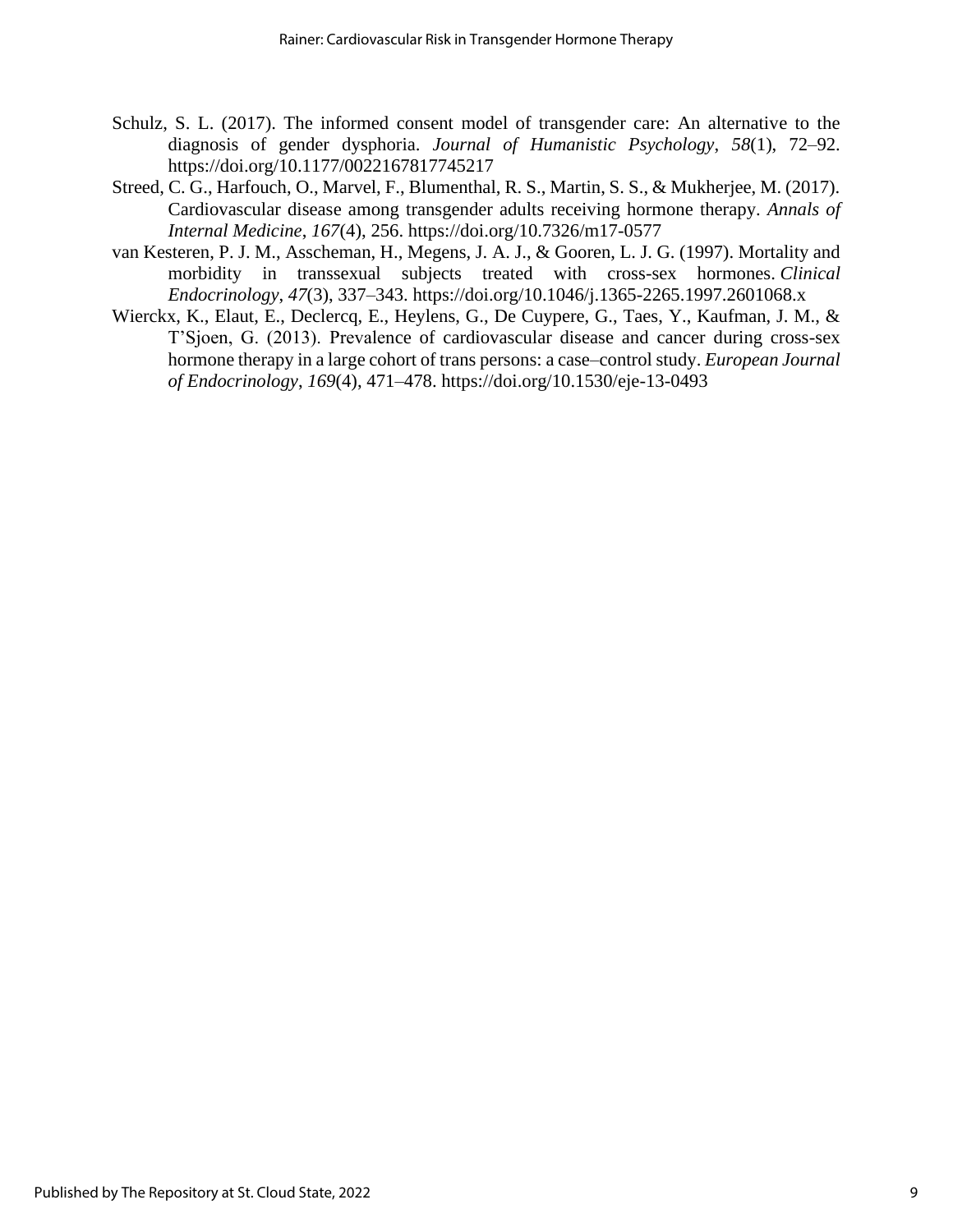Schulz, S. L. (2017). The informed consent model of transgender care: An alternative to the diagnosis of gender dysphoria. *Journal of Humanistic Psychology*, *58*(1), 72–92. https://doi.org/10.1177/0022167817745217

Streed, C. G., Harfouch, O., Marvel, F., Blumenthal, R. S., Martin, S. S., & Mukherjee, M. (2017). Cardiovascular disease among transgender adults receiving hormone therapy. *Annals of Internal Medicine*, *167*(4), 256. https://doi.org/10.7326/m17-0577

van Kesteren, P. J. M., Asscheman, H., Megens, J. A. J., & Gooren, L. J. G. (1997). Mortality and morbidity in transsexual subjects treated with cross-sex hormones. *Clinical Endocrinology*, *47*(3), 337–343. https://doi.org/10.1046/j.1365-2265.1997.2601068.x

Wierckx, K., Elaut, E., Declercq, E., Heylens, G., De Cuypere, G., Taes, Y., Kaufman, J. M., & T'Sjoen, G. (2013). Prevalence of cardiovascular disease and cancer during cross-sex hormone therapy in a large cohort of trans persons: a case–control study. *European Journal of Endocrinology*, *169*(4), 471–478. https://doi.org/10.1530/eje-13-0493